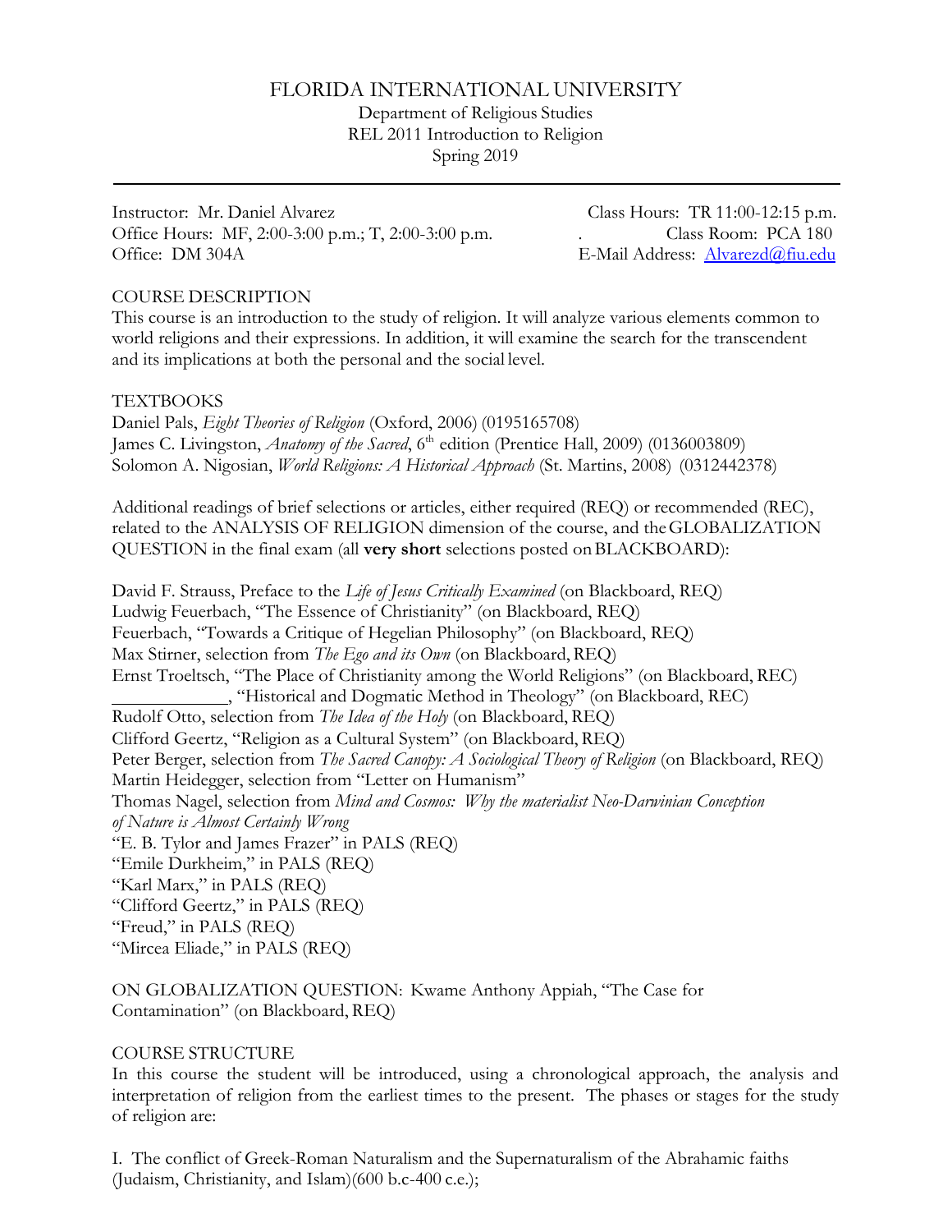# FLORIDA INTERNATIONAL UNIVERSITY

Department of Religious Studies
REL 2011 Introduction to Religion
Spring 2019

---

Instructor: Mr. Daniel Alvarez
Office Hours: MF, 2:00-3:00 p.m.; T, 2:00-3:00 p.m.
Office: DM 304A

Class Hours: TR 11:00-12:15 p.m.
Class Room: PCA 180
E-Mail Address: Alvarezd@fiu.edu

## COURSE DESCRIPTION

This course is an introduction to the study of religion. It will analyze various elements common to world religions and their expressions. In addition, it will examine the search for the transcendent and its implications at both the personal and the social level.

## TEXTBOOKS

Daniel Pals, *Eight Theories of Religion* (Oxford, 2006) (0195165708)
James C. Livingston, *Anatomy of the Sacred*, 6th edition (Prentice Hall, 2009) (0136003809)
Solomon A. Nigosian, *World Religions: A Historical Approach* (St. Martins, 2008) (0312442378)

Additional readings of brief selections or articles, either required (REQ) or recommended (REC), related to the ANALYSIS OF RELIGION dimension of the course, and the GLOBALIZATION QUESTION in the final exam (all **very short** selections posted on BLACKBOARD):

David F. Strauss, Preface to the *Life of Jesus Critically Examined* (on Blackboard, REQ)
Ludwig Feuerbach, "The Essence of Christianity" (on Blackboard, REQ)
Feuerbach, "Towards a Critique of Hegelian Philosophy" (on Blackboard, REQ)
Max Stirner, selection from *The Ego and its Own* (on Blackboard, REQ)
Ernst Troeltsch, "The Place of Christianity among the World Religions" (on Blackboard, REC)
____________, "Historical and Dogmatic Method in Theology" (on Blackboard, REC)
Rudolf Otto, selection from *The Idea of the Holy* (on Blackboard, REQ)
Clifford Geertz, "Religion as a Cultural System" (on Blackboard, REQ)
Peter Berger, selection from *The Sacred Canopy: A Sociological Theory of Religion* (on Blackboard, REQ)
Martin Heidegger, selection from "Letter on Humanism"
Thomas Nagel, selection from *Mind and Cosmos: Why the materialist Neo-Darwinian Conception of Nature is Almost Certainly Wrong*
"E. B. Tylor and James Frazer" in PALS (REQ)
"Emile Durkheim," in PALS (REQ)
"Karl Marx," in PALS (REQ)
"Clifford Geertz," in PALS (REQ)
"Freud," in PALS (REQ)
"Mircea Eliade," in PALS (REQ)

ON GLOBALIZATION QUESTION: Kwame Anthony Appiah, "The Case for Contamination" (on Blackboard, REQ)

## COURSE STRUCTURE

In this course the student will be introduced, using a chronological approach, the analysis and interpretation of religion from the earliest times to the present. The phases or stages for the study of religion are:

I. The conflict of Greek-Roman Naturalism and the Supernaturalism of the Abrahamic faiths (Judaism, Christianity, and Islam)(600 b.c-400 c.e.);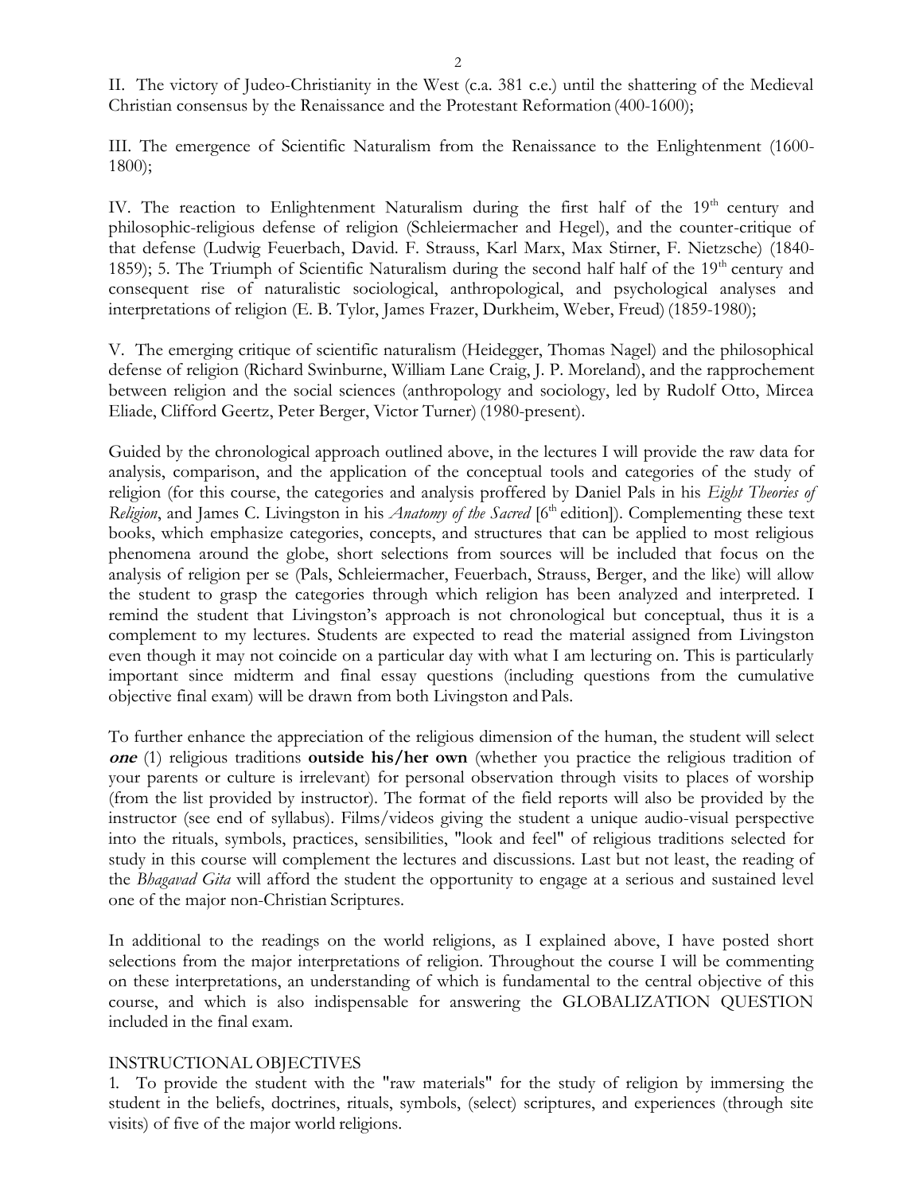II. The victory of Judeo-Christianity in the West (c.a. 381 c.e.) until the shattering of the Medieval Christian consensus by the Renaissance and the Protestant Reformation (400-1600);

III. The emergence of Scientific Naturalism from the Renaissance to the Enlightenment (1600-1800);

IV. The reaction to Enlightenment Naturalism during the first half of the 19th century and philosophic-religious defense of religion (Schleiermacher and Hegel), and the counter-critique of that defense (Ludwig Feuerbach, David. F. Strauss, Karl Marx, Max Stirner, F. Nietzsche) (1840-1859); 5. The Triumph of Scientific Naturalism during the second half half of the 19th century and consequent rise of naturalistic sociological, anthropological, and psychological analyses and interpretations of religion (E. B. Tylor, James Frazer, Durkheim, Weber, Freud) (1859-1980);

V. The emerging critique of scientific naturalism (Heidegger, Thomas Nagel) and the philosophical defense of religion (Richard Swinburne, William Lane Craig, J. P. Moreland), and the rapprochement between religion and the social sciences (anthropology and sociology, led by Rudolf Otto, Mircea Eliade, Clifford Geertz, Peter Berger, Victor Turner) (1980-present).

Guided by the chronological approach outlined above, in the lectures I will provide the raw data for analysis, comparison, and the application of the conceptual tools and categories of the study of religion (for this course, the categories and analysis proffered by Daniel Pals in his *Eight Theories of Religion*, and James C. Livingston in his *Anatomy of the Sacred* [6th edition]). Complementing these text books, which emphasize categories, concepts, and structures that can be applied to most religious phenomena around the globe, short selections from sources will be included that focus on the analysis of religion per se (Pals, Schleiermacher, Feuerbach, Strauss, Berger, and the like) will allow the student to grasp the categories through which religion has been analyzed and interpreted. I remind the student that Livingston's approach is not chronological but conceptual, thus it is a complement to my lectures. Students are expected to read the material assigned from Livingston even though it may not coincide on a particular day with what I am lecturing on. This is particularly important since midterm and final essay questions (including questions from the cumulative objective final exam) will be drawn from both Livingston and Pals.

To further enhance the appreciation of the religious dimension of the human, the student will select ***one*** (1) religious traditions **outside his/her own** (whether you practice the religious tradition of your parents or culture is irrelevant) for personal observation through visits to places of worship (from the list provided by instructor). The format of the field reports will also be provided by the instructor (see end of syllabus). Films/videos giving the student a unique audio-visual perspective into the rituals, symbols, practices, sensibilities, "look and feel" of religious traditions selected for study in this course will complement the lectures and discussions. Last but not least, the reading of the *Bhagavad Gita* will afford the student the opportunity to engage at a serious and sustained level one of the major non-Christian Scriptures.

In additional to the readings on the world religions, as I explained above, I have posted short selections from the major interpretations of religion. Throughout the course I will be commenting on these interpretations, an understanding of which is fundamental to the central objective of this course, and which is also indispensable for answering the GLOBALIZATION QUESTION included in the final exam.

INSTRUCTIONAL OBJECTIVES

1. To provide the student with the "raw materials" for the study of religion by immersing the student in the beliefs, doctrines, rituals, symbols, (select) scriptures, and experiences (through site visits) of five of the major world religions.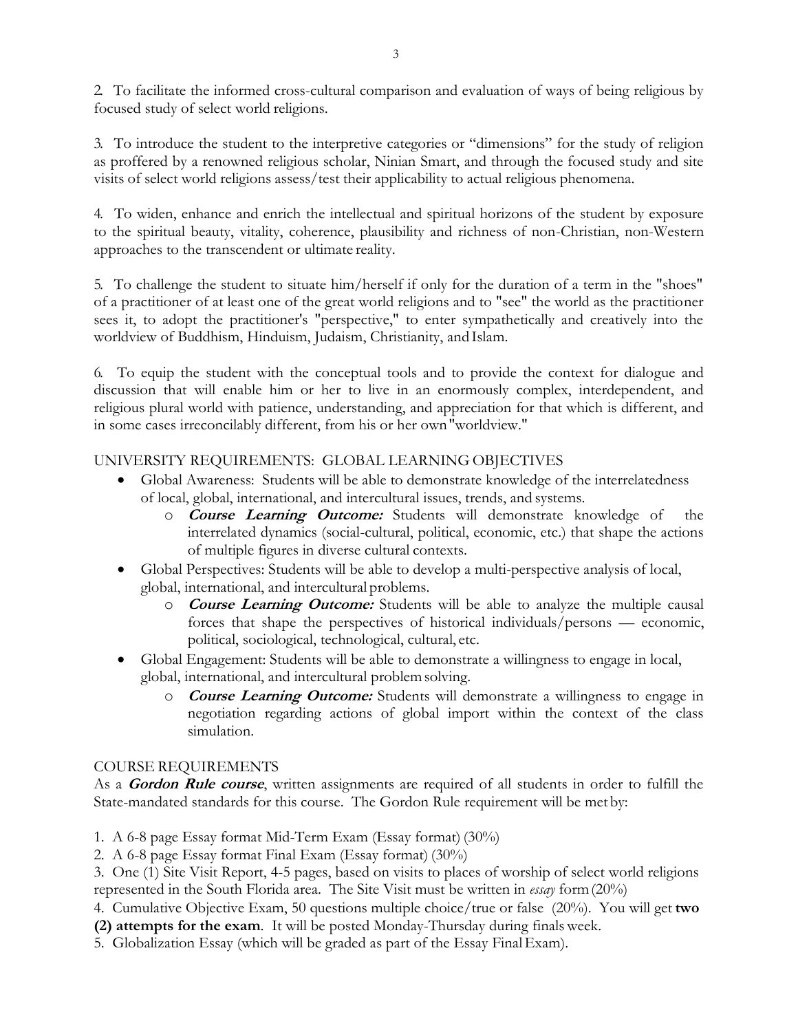2. To facilitate the informed cross-cultural comparison and evaluation of ways of being religious by focused study of select world religions.

3. To introduce the student to the interpretive categories or "dimensions" for the study of religion as proffered by a renowned religious scholar, Ninian Smart, and through the focused study and site visits of select world religions assess/test their applicability to actual religious phenomena.

4. To widen, enhance and enrich the intellectual and spiritual horizons of the student by exposure to the spiritual beauty, vitality, coherence, plausibility and richness of non-Christian, non-Western approaches to the transcendent or ultimate reality.

5. To challenge the student to situate him/herself if only for the duration of a term in the "shoes" of a practitioner of at least one of the great world religions and to "see" the world as the practitioner sees it, to adopt the practitioner's "perspective," to enter sympathetically and creatively into the worldview of Buddhism, Hinduism, Judaism, Christianity, and Islam.

6. To equip the student with the conceptual tools and to provide the context for dialogue and discussion that will enable him or her to live in an enormously complex, interdependent, and religious plural world with patience, understanding, and appreciation for that which is different, and in some cases irreconcilably different, from his or her own "worldview."

## UNIVERSITY REQUIREMENTS: GLOBAL LEARNING OBJECTIVES

- Global Awareness: Students will be able to demonstrate knowledge of the interrelatedness of local, global, international, and intercultural issues, trends, and systems.
  - ***Course Learning Outcome:*** Students will demonstrate knowledge of the interrelated dynamics (social-cultural, political, economic, etc.) that shape the actions of multiple figures in diverse cultural contexts.
- Global Perspectives: Students will be able to develop a multi-perspective analysis of local, global, international, and intercultural problems.
  - ***Course Learning Outcome:*** Students will be able to analyze the multiple causal forces that shape the perspectives of historical individuals/persons — economic, political, sociological, technological, cultural, etc.
- Global Engagement: Students will be able to demonstrate a willingness to engage in local, global, international, and intercultural problem solving.
  - ***Course Learning Outcome:*** Students will demonstrate a willingness to engage in negotiation regarding actions of global import within the context of the class simulation.

## COURSE REQUIREMENTS

As a ***Gordon Rule course***, written assignments are required of all students in order to fulfill the State-mandated standards for this course. The Gordon Rule requirement will be met by:

1. A 6-8 page Essay format Mid-Term Exam (Essay format) (30%)
2. A 6-8 page Essay format Final Exam (Essay format) (30%)
3. One (1) Site Visit Report, 4-5 pages, based on visits to places of worship of select world religions represented in the South Florida area. The Site Visit must be written in *essay* form (20%)
4. Cumulative Objective Exam, 50 questions multiple choice/true or false (20%). You will get **two (2) attempts for the exam**. It will be posted Monday-Thursday during finals week.
5. Globalization Essay (which will be graded as part of the Essay Final Exam).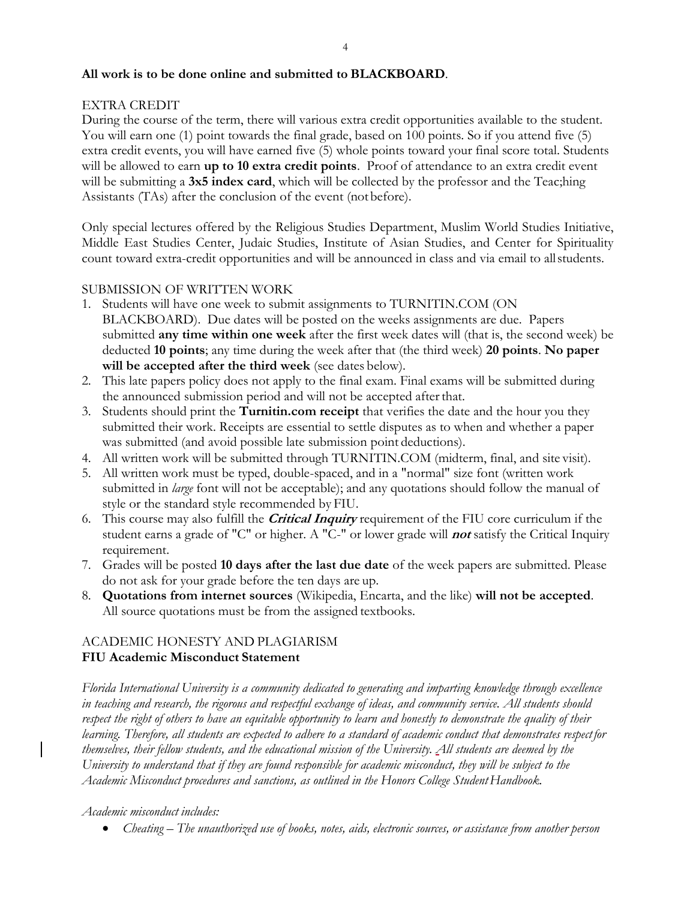**All work is to be done online and submitted to BLACKBOARD**.

## EXTRA CREDIT

During the course of the term, there will various extra credit opportunities available to the student. You will earn one (1) point towards the final grade, based on 100 points. So if you attend five (5) extra credit events, you will have earned five (5) whole points toward your final score total. Students will be allowed to earn **up to 10 extra credit points**. Proof of attendance to an extra credit event will be submitting a **3x5 index card**, which will be collected by the professor and the Teac;hing Assistants (TAs) after the conclusion of the event (not before).

Only special lectures offered by the Religious Studies Department, Muslim World Studies Initiative, Middle East Studies Center, Judaic Studies, Institute of Asian Studies, and Center for Spirituality count toward extra-credit opportunities and will be announced in class and via email to all students.

## SUBMISSION OF WRITTEN WORK

1. Students will have one week to submit assignments to TURNITIN.COM (ON BLACKBOARD). Due dates will be posted on the weeks assignments are due. Papers submitted **any time within one week** after the first week dates will (that is, the second week) be deducted **10 points**; any time during the week after that (the third week) **20 points**. **No paper will be accepted after the third week** (see dates below).
2. This late papers policy does not apply to the final exam. Final exams will be submitted during the announced submission period and will not be accepted after that.
3. Students should print the **Turnitin.com receipt** that verifies the date and the hour you they submitted their work. Receipts are essential to settle disputes as to when and whether a paper was submitted (and avoid possible late submission point deductions).
4. All written work will be submitted through TURNITIN.COM (midterm, final, and site visit).
5. All written work must be typed, double-spaced, and in a "normal" size font (written work submitted in *large* font will not be acceptable); and any quotations should follow the manual of style or the standard style recommended by FIU.
6. This course may also fulfill the ***Critical Inquiry*** requirement of the FIU core curriculum if the student earns a grade of "C" or higher. A "C-" or lower grade will ***not*** satisfy the Critical Inquiry requirement.
7. Grades will be posted **10 days after the last due date** of the week papers are submitted. Please do not ask for your grade before the ten days are up.
8. **Quotations from internet sources** (Wikipedia, Encarta, and the like) **will not be accepted**. All source quotations must be from the assigned textbooks.

## ACADEMIC HONESTY AND PLAGIARISM

**FIU Academic Misconduct Statement**

*Florida International University is a community dedicated to generating and imparting knowledge through excellence in teaching and research, the rigorous and respectful exchange of ideas, and community service. All students should respect the right of others to have an equitable opportunity to learn and honestly to demonstrate the quality of their learning. Therefore, all students are expected to adhere to a standard of academic conduct that demonstrates respect for themselves, their fellow students, and the educational mission of the University. All students are deemed by the University to understand that if they are found responsible for academic misconduct, they will be subject to the Academic Misconduct procedures and sanctions, as outlined in the Honors College Student Handbook.*

*Academic misconduct includes:*

- *Cheating – The unauthorized use of books, notes, aids, electronic sources, or assistance from another person*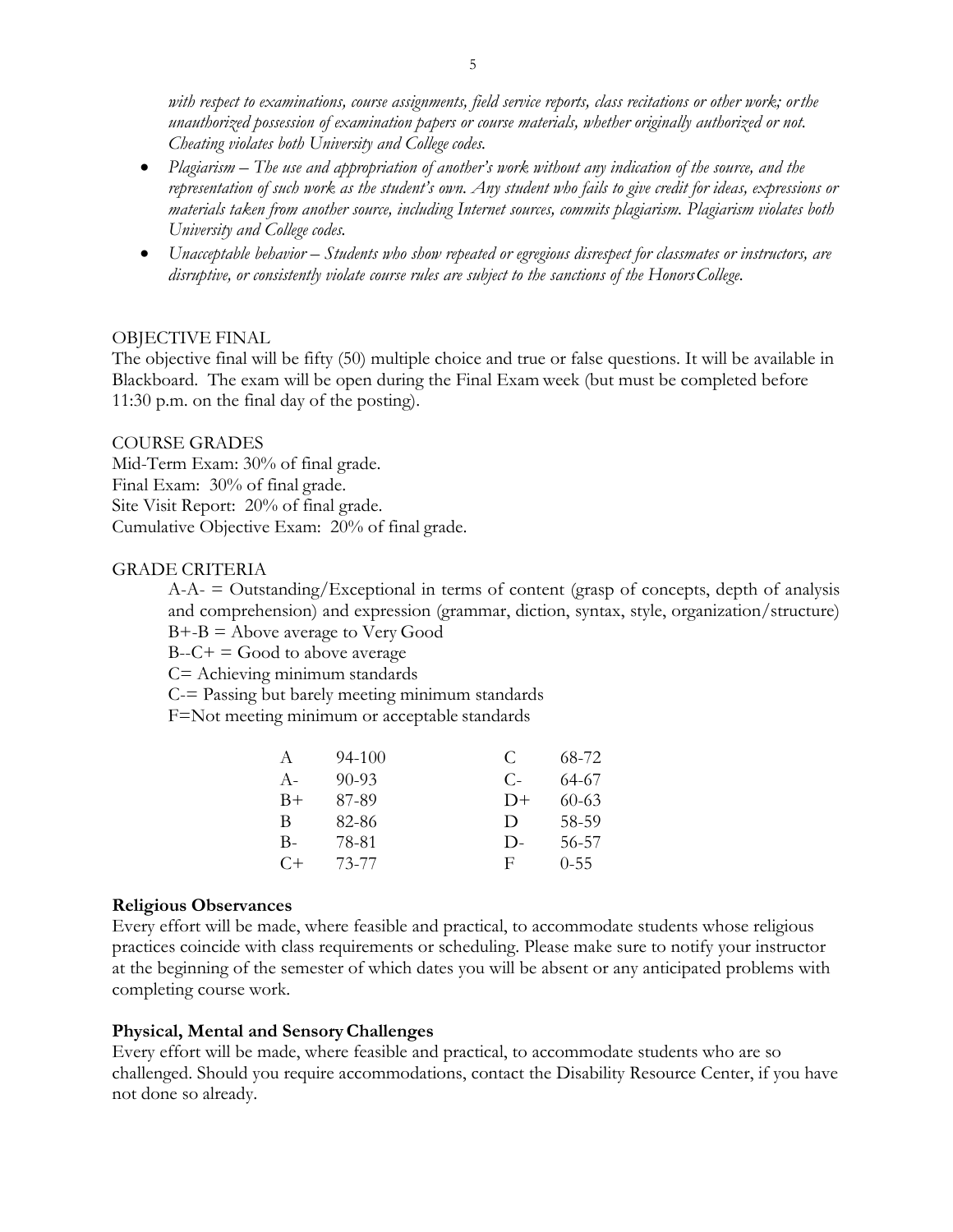*with respect to examinations, course assignments, field service reports, class recitations or other work; or the unauthorized possession of examination papers or course materials, whether originally authorized or not. Cheating violates both University and College codes.*

- *Plagiarism – The use and appropriation of another's work without any indication of the source, and the representation of such work as the student's own. Any student who fails to give credit for ideas, expressions or materials taken from another source, including Internet sources, commits plagiarism. Plagiarism violates both University and College codes.*
- *Unacceptable behavior – Students who show repeated or egregious disrespect for classmates or instructors, are disruptive, or consistently violate course rules are subject to the sanctions of the Honors College.*

OBJECTIVE FINAL

The objective final will be fifty (50) multiple choice and true or false questions. It will be available in Blackboard. The exam will be open during the Final Exam week (but must be completed before 11:30 p.m. on the final day of the posting).

COURSE GRADES

Mid-Term Exam: 30% of final grade.
Final Exam: 30% of final grade.
Site Visit Report: 20% of final grade.
Cumulative Objective Exam: 20% of final grade.

GRADE CRITERIA

A-A- = Outstanding/Exceptional in terms of content (grasp of concepts, depth of analysis and comprehension) and expression (grammar, diction, syntax, style, organization/structure)
B+-B = Above average to Very Good
B--C+ = Good to above average
C= Achieving minimum standards
C-= Passing but barely meeting minimum standards
F=Not meeting minimum or acceptable standards

| Grade | Range | Grade | Range |
|---|---|---|---|
| A | 94-100 | C | 68-72 |
| A- | 90-93 | C- | 64-67 |
| B+ | 87-89 | D+ | 60-63 |
| B | 82-86 | D | 58-59 |
| B- | 78-81 | D- | 56-57 |
| C+ | 73-77 | F | 0-55 |

**Religious Observances**

Every effort will be made, where feasible and practical, to accommodate students whose religious practices coincide with class requirements or scheduling. Please make sure to notify your instructor at the beginning of the semester of which dates you will be absent or any anticipated problems with completing course work.

**Physical, Mental and Sensory Challenges**

Every effort will be made, where feasible and practical, to accommodate students who are so challenged. Should you require accommodations, contact the Disability Resource Center, if you have not done so already.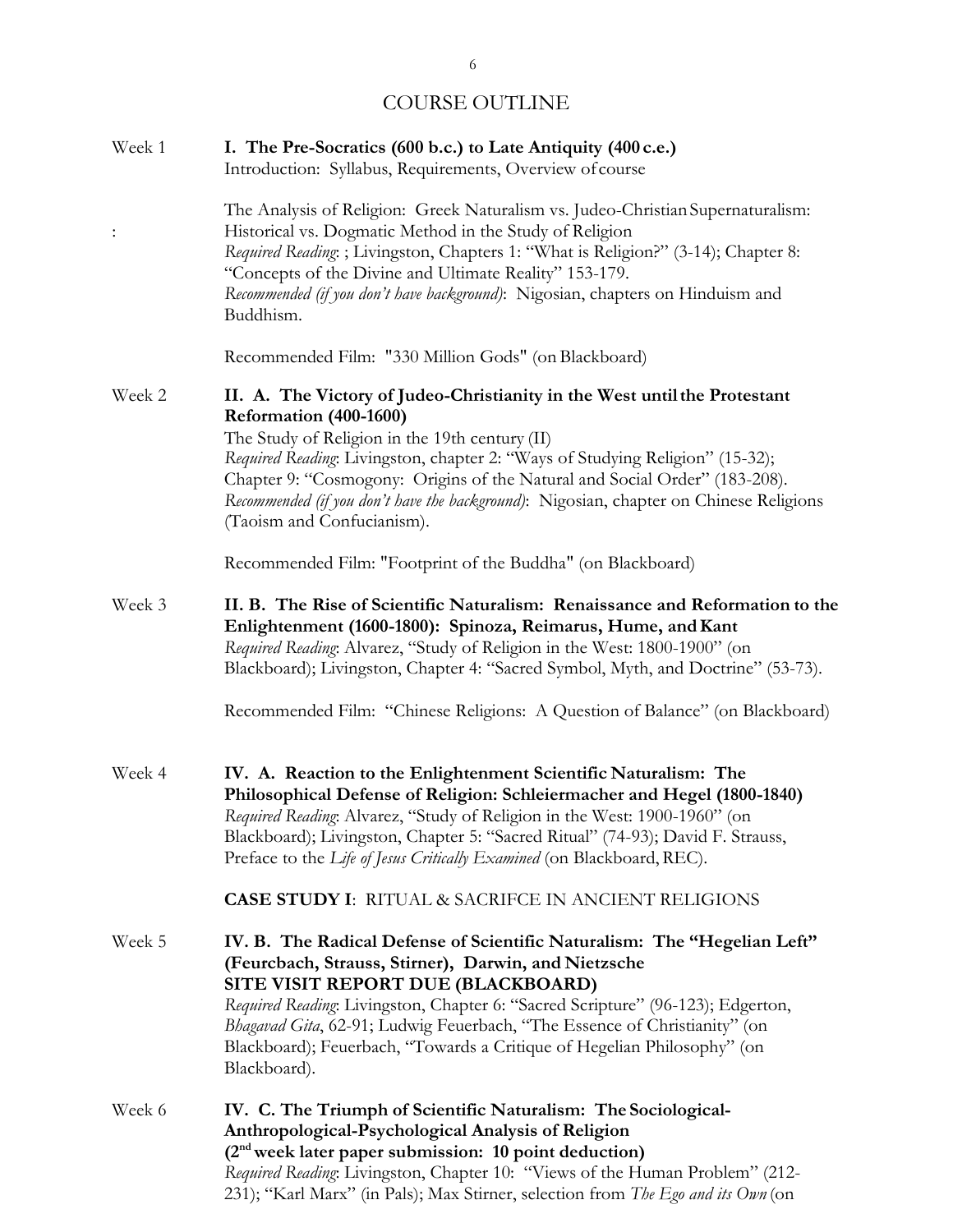# COURSE OUTLINE

Week 1 **I. The Pre-Socratics (600 b.c.) to Late Antiquity (400 c.e.)**
Introduction: Syllabus, Requirements, Overview of course

: The Analysis of Religion: Greek Naturalism vs. Judeo-Christian Supernaturalism: Historical vs. Dogmatic Method in the Study of Religion
*Required Reading*: ; Livingston, Chapters 1: "What is Religion?" (3-14); Chapter 8: "Concepts of the Divine and Ultimate Reality" 153-179.
*Recommended (if you don't have background)*: Nigosian, chapters on Hinduism and Buddhism.

Recommended Film: "330 Million Gods" (on Blackboard)

Week 2 **II. A. The Victory of Judeo-Christianity in the West until the Protestant Reformation (400-1600)**
The Study of Religion in the 19th century (II)
*Required Reading*: Livingston, chapter 2: "Ways of Studying Religion" (15-32); Chapter 9: "Cosmogony: Origins of the Natural and Social Order" (183-208).
*Recommended (if you don't have the background)*: Nigosian, chapter on Chinese Religions (Taoism and Confucianism).

Recommended Film: "Footprint of the Buddha" (on Blackboard)

Week 3 **II. B. The Rise of Scientific Naturalism: Renaissance and Reformation to the Enlightenment (1600-1800): Spinoza, Reimarus, Hume, and Kant**
*Required Reading*: Alvarez, "Study of Religion in the West: 1800-1900" (on Blackboard); Livingston, Chapter 4: "Sacred Symbol, Myth, and Doctrine" (53-73).

Recommended Film: "Chinese Religions: A Question of Balance" (on Blackboard)

Week 4 **IV. A. Reaction to the Enlightenment Scientific Naturalism: The Philosophical Defense of Religion: Schleiermacher and Hegel (1800-1840)**
*Required Reading*: Alvarez, "Study of Religion in the West: 1900-1960" (on Blackboard); Livingston, Chapter 5: "Sacred Ritual" (74-93); David F. Strauss, Preface to the *Life of Jesus Critically Examined* (on Blackboard, REC).

**CASE STUDY I**: RITUAL & SACRIFCE IN ANCIENT RELIGIONS

Week 5 **IV. B. The Radical Defense of Scientific Naturalism: The "Hegelian Left" (Feurcbach, Strauss, Stirner), Darwin, and Nietzsche**
**SITE VISIT REPORT DUE (BLACKBOARD)**
*Required Reading*: Livingston, Chapter 6: "Sacred Scripture" (96-123); Edgerton, *Bhagavad Gita*, 62-91; Ludwig Feuerbach, "The Essence of Christianity" (on Blackboard); Feuerbach, "Towards a Critique of Hegelian Philosophy" (on Blackboard).

Week 6 **IV. C. The Triumph of Scientific Naturalism: The Sociological-Anthropological-Psychological Analysis of Religion**
**(2nd week later paper submission: 10 point deduction)**
*Required Reading*: Livingston, Chapter 10: "Views of the Human Problem" (212-231); "Karl Marx" (in Pals); Max Stirner, selection from *The Ego and its Own* (on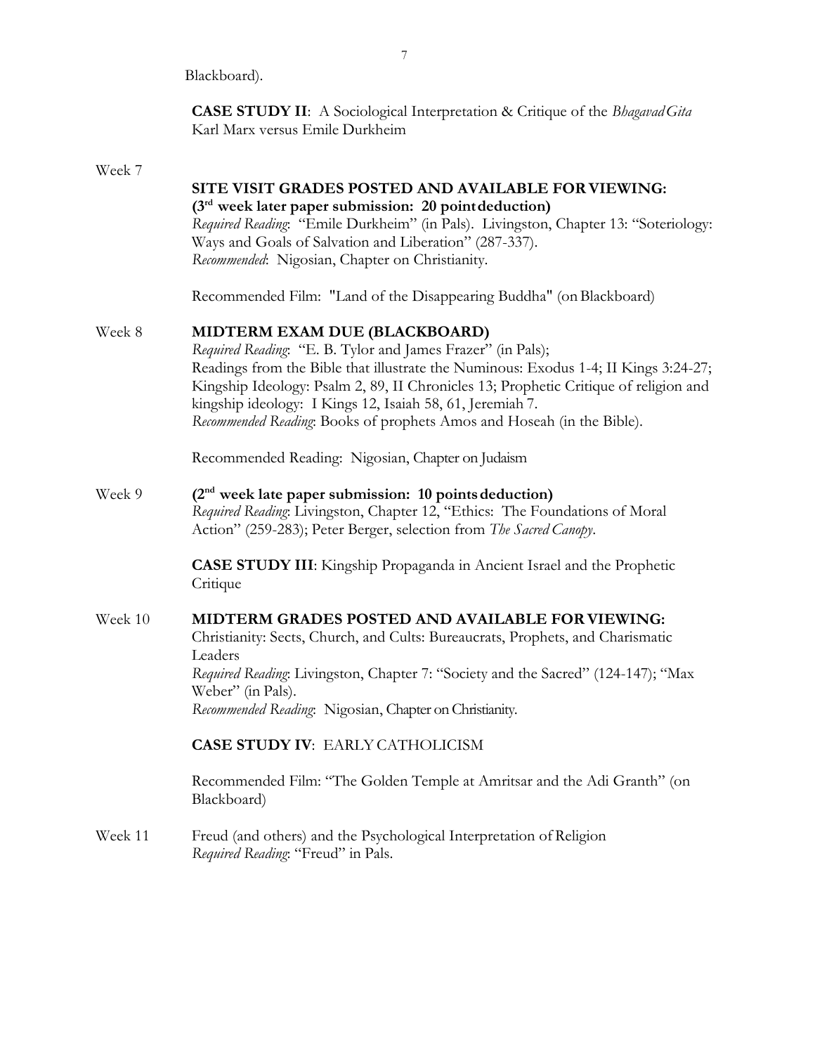Blackboard).

**CASE STUDY II**: A Sociological Interpretation & Critique of the *Bhagavad Gita*
Karl Marx versus Emile Durkheim

Week 7

**SITE VISIT GRADES POSTED AND AVAILABLE FOR VIEWING:**
**(3rd week later paper submission: 20 point deduction)**
*Required Reading*: "Emile Durkheim" (in Pals). Livingston, Chapter 13: "Soteriology: Ways and Goals of Salvation and Liberation" (287-337).
*Recommended*: Nigosian, Chapter on Christianity.

Recommended Film: "Land of the Disappearing Buddha" (on Blackboard)

Week 8 **MIDTERM EXAM DUE (BLACKBOARD)**
*Required Reading*: "E. B. Tylor and James Frazer" (in Pals);
Readings from the Bible that illustrate the Numinous: Exodus 1-4; II Kings 3:24-27; Kingship Ideology: Psalm 2, 89, II Chronicles 13; Prophetic Critique of religion and kingship ideology: I Kings 12, Isaiah 58, 61, Jeremiah 7.
*Recommended Reading*: Books of prophets Amos and Hoseah (in the Bible).

Recommended Reading: Nigosian, Chapter on Judaism

Week 9 **(2nd week late paper submission: 10 points deduction)**
*Required Reading*: Livingston, Chapter 12, "Ethics: The Foundations of Moral Action" (259-283); Peter Berger, selection from *The Sacred Canopy*.

**CASE STUDY III**: Kingship Propaganda in Ancient Israel and the Prophetic Critique

Week 10 **MIDTERM GRADES POSTED AND AVAILABLE FOR VIEWING:**
Christianity: Sects, Church, and Cults: Bureaucrats, Prophets, and Charismatic Leaders
*Required Reading*: Livingston, Chapter 7: "Society and the Sacred" (124-147); "Max Weber" (in Pals).
*Recommended Reading*: Nigosian, Chapter on Christianity.

**CASE STUDY IV**: EARLY CATHOLICISM

Recommended Film: "The Golden Temple at Amritsar and the Adi Granth" (on Blackboard)

Week 11 Freud (and others) and the Psychological Interpretation of Religion
*Required Reading*: "Freud" in Pals.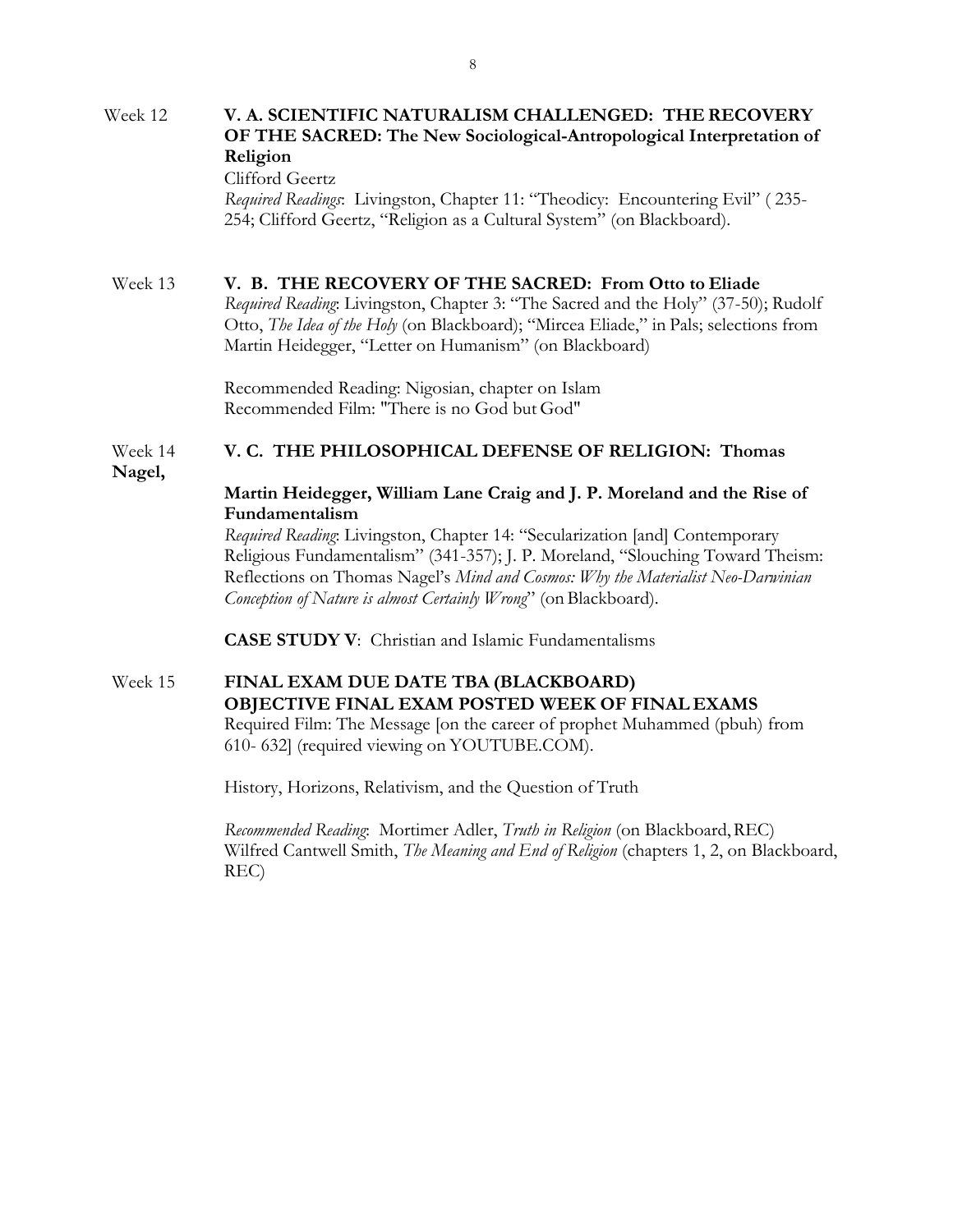Week 12 **V. A. SCIENTIFIC NATURALISM CHALLENGED: THE RECOVERY OF THE SACRED: The New Sociological-Antropological Interpretation of Religion**

Clifford Geertz

*Required Readings*: Livingston, Chapter 11: "Theodicy: Encountering Evil" ( 235-254; Clifford Geertz, "Religion as a Cultural System" (on Blackboard).

Week 13 **V. B. THE RECOVERY OF THE SACRED: From Otto to Eliade**

*Required Reading*: Livingston, Chapter 3: "The Sacred and the Holy" (37-50); Rudolf Otto, *The Idea of the Holy* (on Blackboard); "Mircea Eliade," in Pals; selections from Martin Heidegger, "Letter on Humanism" (on Blackboard)

Recommended Reading: Nigosian, chapter on Islam
Recommended Film: "There is no God but God"

Week 14 **V. C. THE PHILOSOPHICAL DEFENSE OF RELIGION: Thomas Nagel,**

**Martin Heidegger, William Lane Craig and J. P. Moreland and the Rise of Fundamentalism**

*Required Reading*: Livingston, Chapter 14: "Secularization [and] Contemporary Religious Fundamentalism" (341-357); J. P. Moreland, "Slouching Toward Theism: Reflections on Thomas Nagel's *Mind and Cosmos: Why the Materialist Neo-Darwinian Conception of Nature is almost Certainly Wrong*" (on Blackboard).

**CASE STUDY V**: Christian and Islamic Fundamentalisms

Week 15 **FINAL EXAM DUE DATE TBA (BLACKBOARD)**
**OBJECTIVE FINAL EXAM POSTED WEEK OF FINAL EXAMS**

Required Film: The Message [on the career of prophet Muhammed (pbuh) from 610- 632] (required viewing on YOUTUBE.COM).

History, Horizons, Relativism, and the Question of Truth

*Recommended Reading*: Mortimer Adler, *Truth in Religion* (on Blackboard, REC)
Wilfred Cantwell Smith, *The Meaning and End of Religion* (chapters 1, 2, on Blackboard, REC)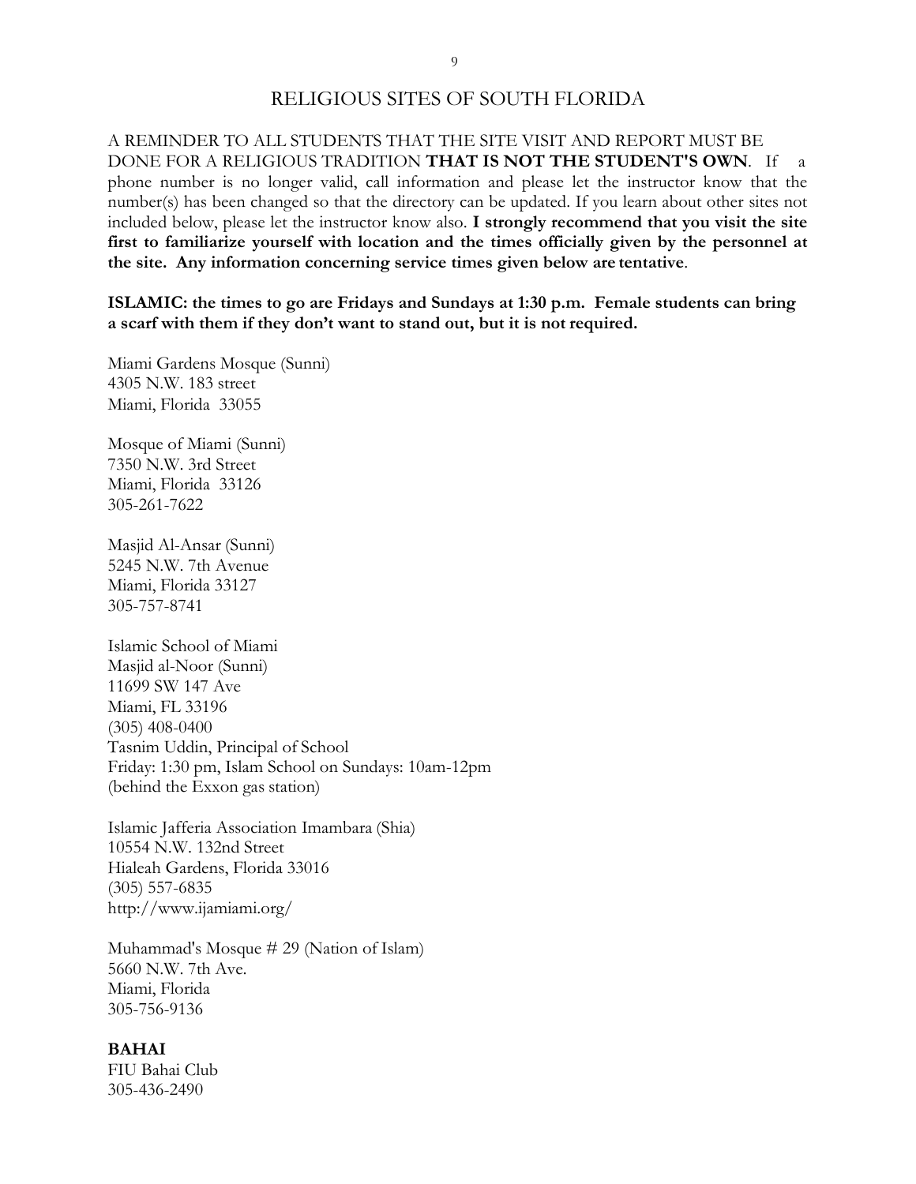# RELIGIOUS SITES OF SOUTH FLORIDA

A REMINDER TO ALL STUDENTS THAT THE SITE VISIT AND REPORT MUST BE DONE FOR A RELIGIOUS TRADITION **THAT IS NOT THE STUDENT'S OWN**. If a phone number is no longer valid, call information and please let the instructor know that the number(s) has been changed so that the directory can be updated. If you learn about other sites not included below, please let the instructor know also. **I strongly recommend that you visit the site first to familiarize yourself with location and the times officially given by the personnel at the site. Any information concerning service times given below are tentative**.

**ISLAMIC: the times to go are Fridays and Sundays at 1:30 p.m. Female students can bring a scarf with them if they don't want to stand out, but it is not required.**

Miami Gardens Mosque (Sunni)
4305 N.W. 183 street
Miami, Florida 33055

Mosque of Miami (Sunni)
7350 N.W. 3rd Street
Miami, Florida 33126
305-261-7622

Masjid Al-Ansar (Sunni)
5245 N.W. 7th Avenue
Miami, Florida 33127
305-757-8741

Islamic School of Miami
Masjid al-Noor (Sunni)
11699 SW 147 Ave
Miami, FL 33196
(305) 408-0400
Tasnim Uddin, Principal of School
Friday: 1:30 pm, Islam School on Sundays: 10am-12pm
(behind the Exxon gas station)

Islamic Jafferia Association Imambara (Shia)
10554 N.W. 132nd Street
Hialeah Gardens, Florida 33016
(305) 557-6835
http://www.ijamiami.org/

Muhammad's Mosque # 29 (Nation of Islam)
5660 N.W. 7th Ave.
Miami, Florida
305-756-9136

**BAHAI**
FIU Bahai Club
305-436-2490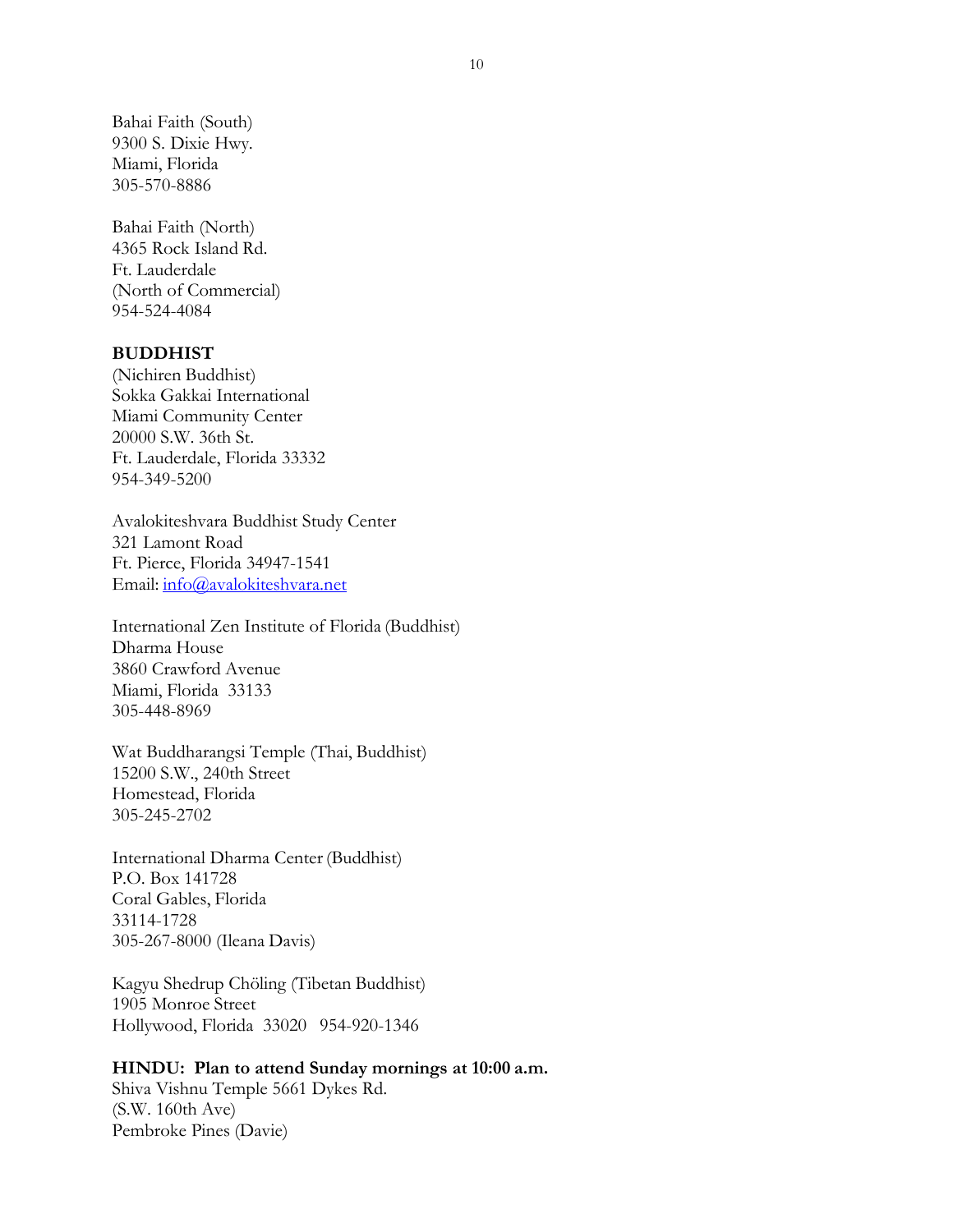Bahai Faith (South)  
9300 S. Dixie Hwy.  
Miami, Florida  
305-570-8886

Bahai Faith (North)  
4365 Rock Island Rd.  
Ft. Lauderdale  
(North of Commercial)  
954-524-4084

**BUDDHIST**

(Nichiren Buddhist)  
Sokka Gakkai International  
Miami Community Center  
20000 S.W. 36th St.  
Ft. Lauderdale, Florida 33332  
954-349-5200

Avalokiteshvara Buddhist Study Center  
321 Lamont Road  
Ft. Pierce, Florida 34947-1541  
Email: info@avalokiteshvara.net

International Zen Institute of Florida (Buddhist)  
Dharma House  
3860 Crawford Avenue  
Miami, Florida 33133  
305-448-8969

Wat Buddharangsi Temple (Thai, Buddhist)  
15200 S.W., 240th Street  
Homestead, Florida  
305-245-2702

International Dharma Center (Buddhist)  
P.O. Box 141728  
Coral Gables, Florida  
33114-1728  
305-267-8000 (Ileana Davis)

Kagyu Shedrup Chöling (Tibetan Buddhist)  
1905 Monroe Street  
Hollywood, Florida 33020 954-920-1346

**HINDU: Plan to attend Sunday mornings at 10:00 a.m.**

Shiva Vishnu Temple 5661 Dykes Rd.  
(S.W. 160th Ave)  
Pembroke Pines (Davie)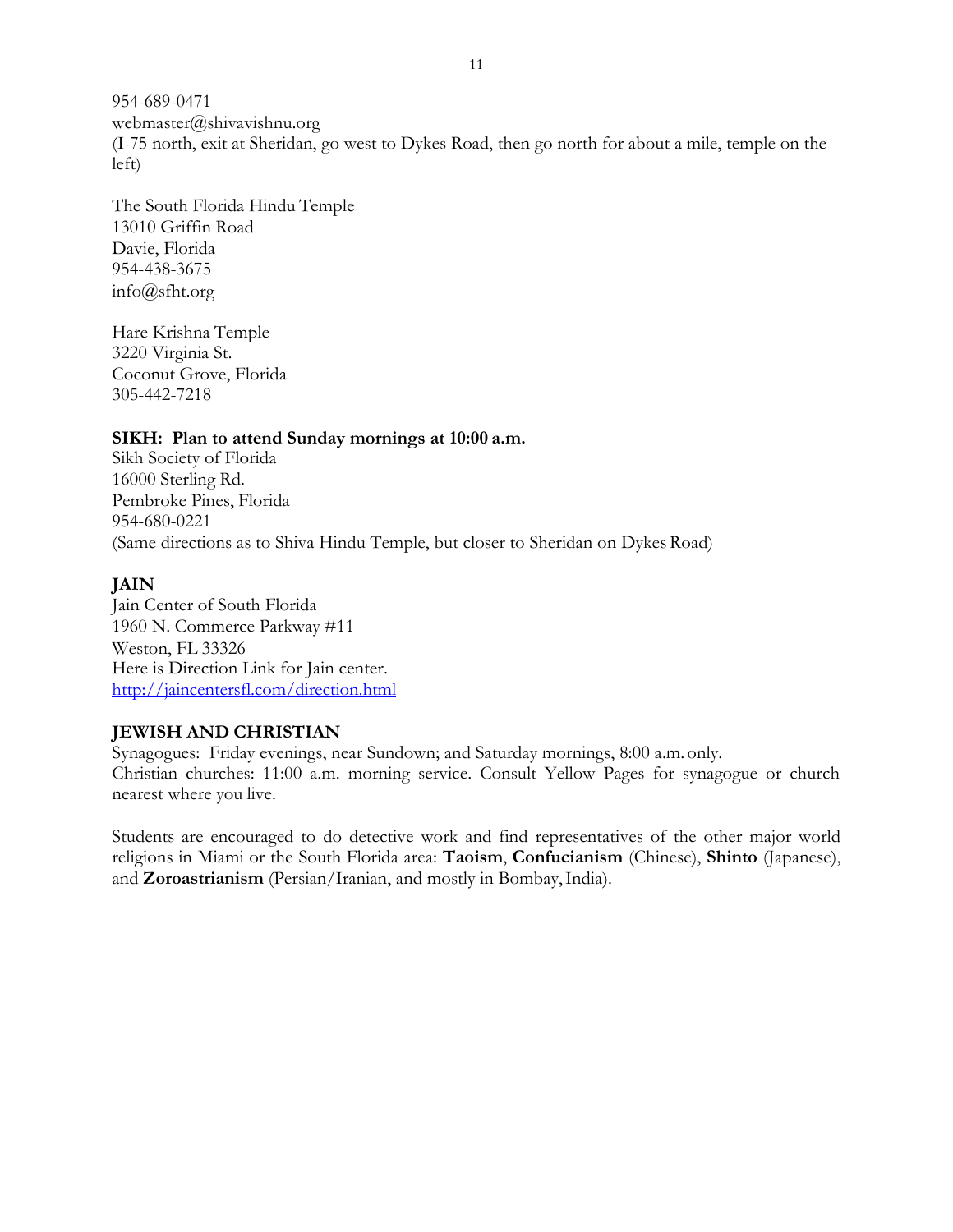954-689-0471
webmaster@shivavishnu.org
(I-75 north, exit at Sheridan, go west to Dykes Road, then go north for about a mile, temple on the left)

The South Florida Hindu Temple
13010 Griffin Road
Davie, Florida
954-438-3675
info@sfht.org

Hare Krishna Temple
3220 Virginia St.
Coconut Grove, Florida
305-442-7218

**SIKH: Plan to attend Sunday mornings at 10:00 a.m.**
Sikh Society of Florida
16000 Sterling Rd.
Pembroke Pines, Florida
954-680-0221
(Same directions as to Shiva Hindu Temple, but closer to Sheridan on Dykes Road)

**JAIN**
Jain Center of South Florida
1960 N. Commerce Parkway #11
Weston, FL 33326
Here is Direction Link for Jain center.
[http://jaincentersfl.com/direction.html](http://jaincentersfl.com/direction.html)

**JEWISH AND CHRISTIAN**
Synagogues: Friday evenings, near Sundown; and Saturday mornings, 8:00 a.m. only.
Christian churches: 11:00 a.m. morning service. Consult Yellow Pages for synagogue or church nearest where you live.

Students are encouraged to do detective work and find representatives of the other major world religions in Miami or the South Florida area: **Taoism**, **Confucianism** (Chinese), **Shinto** (Japanese), and **Zoroastrianism** (Persian/Iranian, and mostly in Bombay, India).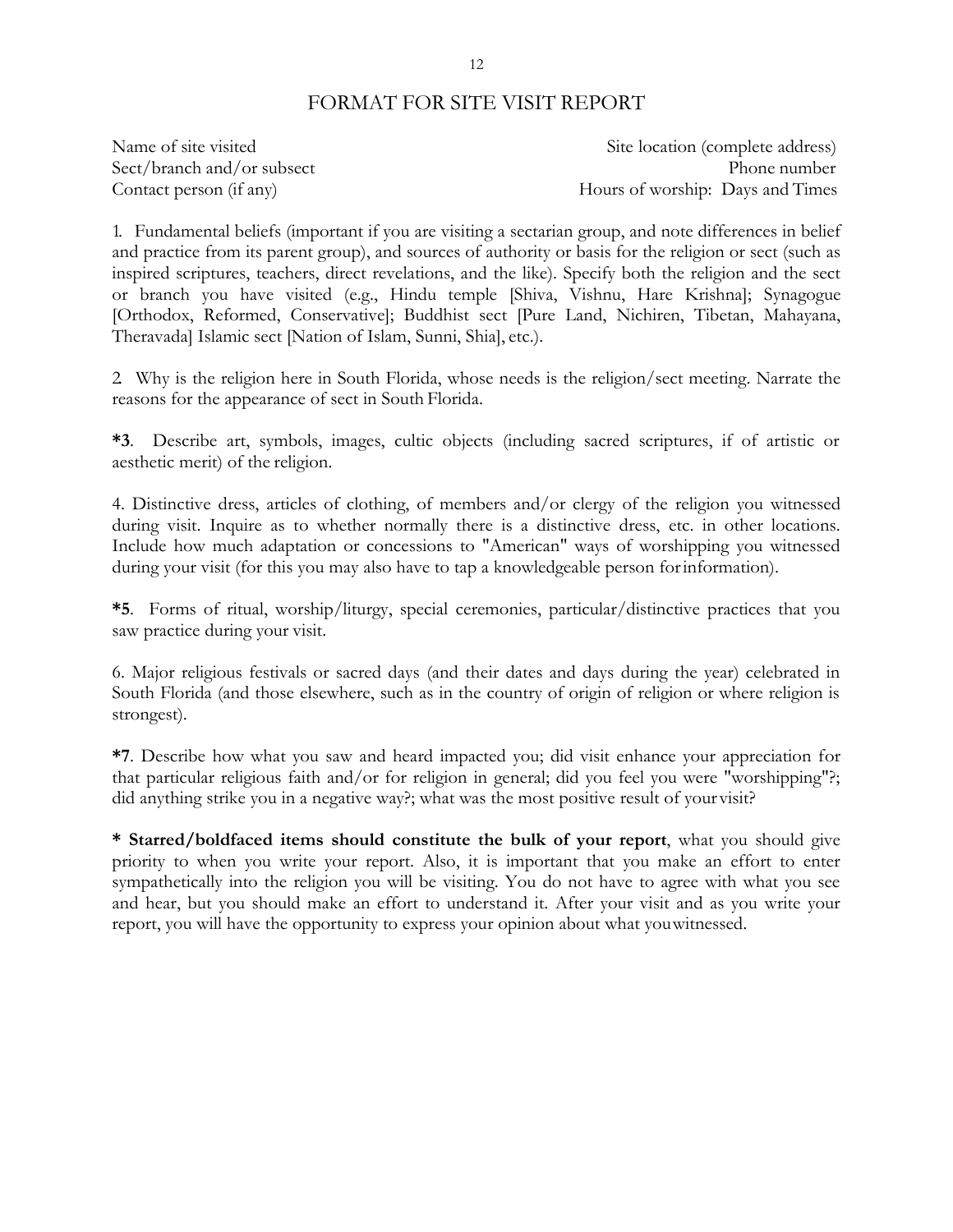# FORMAT FOR SITE VISIT REPORT

Name of site visited — Site location (complete address)
Sect/branch and/or subsect — Phone number
Contact person (if any) — Hours of worship: Days and Times

1. Fundamental beliefs (important if you are visiting a sectarian group, and note differences in belief and practice from its parent group), and sources of authority or basis for the religion or sect (such as inspired scriptures, teachers, direct revelations, and the like). Specify both the religion and the sect or branch you have visited (e.g., Hindu temple [Shiva, Vishnu, Hare Krishna]; Synagogue [Orthodox, Reformed, Conservative]; Buddhist sect [Pure Land, Nichiren, Tibetan, Mahayana, Theravada] Islamic sect [Nation of Islam, Sunni, Shia], etc.).

2. Why is the religion here in South Florida, whose needs is the religion/sect meeting. Narrate the reasons for the appearance of sect in South Florida.

**\*3**. Describe art, symbols, images, cultic objects (including sacred scriptures, if of artistic or aesthetic merit) of the religion.

4. Distinctive dress, articles of clothing, of members and/or clergy of the religion you witnessed during visit. Inquire as to whether normally there is a distinctive dress, etc. in other locations. Include how much adaptation or concessions to "American" ways of worshipping you witnessed during your visit (for this you may also have to tap a knowledgeable person for information).

**\*5**. Forms of ritual, worship/liturgy, special ceremonies, particular/distinctive practices that you saw practice during your visit.

6. Major religious festivals or sacred days (and their dates and days during the year) celebrated in South Florida (and those elsewhere, such as in the country of origin of religion or where religion is strongest).

**\*7**. Describe how what you saw and heard impacted you; did visit enhance your appreciation for that particular religious faith and/or for religion in general; did you feel you were "worshipping"?; did anything strike you in a negative way?; what was the most positive result of your visit?

**\* Starred/boldfaced items should constitute the bulk of your report**, what you should give priority to when you write your report. Also, it is important that you make an effort to enter sympathetically into the religion you will be visiting. You do not have to agree with what you see and hear, but you should make an effort to understand it. After your visit and as you write your report, you will have the opportunity to express your opinion about what you witnessed.